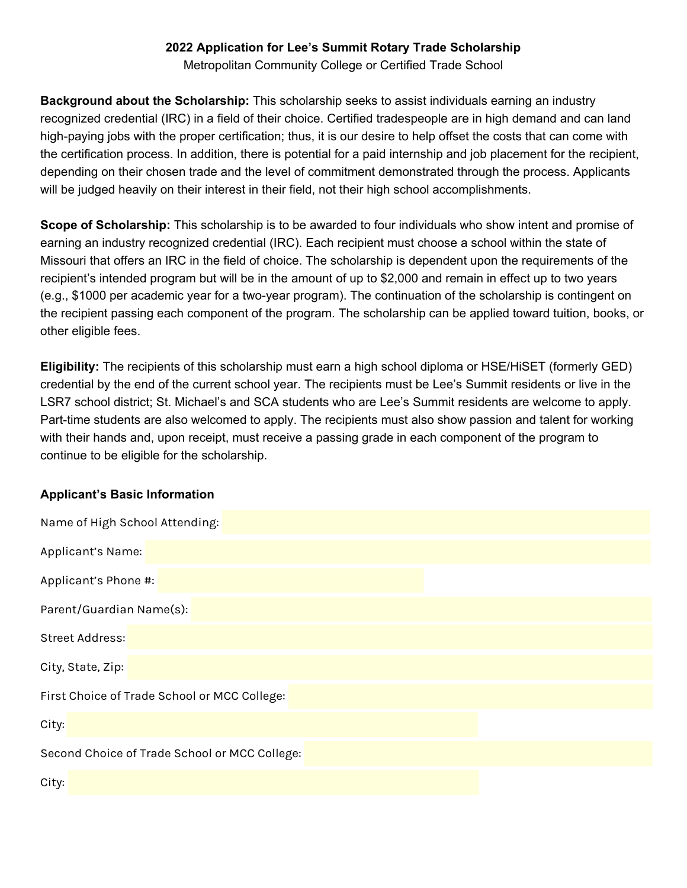## 2022 Application for Lee's Summit Rotary Trade Scholarship

Metropolitan Community College or Certified Trade School

**Background about the Scholarship:** This scholarship seeks to assist individuals earning an industry recognized credential (IRC) in a field of their choice. Certified tradespeople are in high demand and can land high-paying jobs with the proper certification; thus, it is our desire to help offset the costs that can come with the certification process. In addition, there is potential for a paid internship and job placement for the recipient, depending on their chosen trade and the level of commitment demonstrated through the process. Applicants will be judged heavily on their interest in their field, not their high school accomplishments.

**Scope of Scholarship:** This scholarship is to be awarded to four individuals who show intent and promise of earning an industry recognized credential (IRC). Each recipient must choose a school within the state of Missouri that offers an IRC in the field of choice. The scholarship is dependent upon the requirements of the recipient's intended program but will be in the amount of up to $2,000 and remain in effect up to two years (e.g., $1000 per academic year for a two-year program). The continuation of the scholarship is contingent on the recipient passing each component of the program. The scholarship can be applied toward tuition, books, or other eligible fees.

**Eligibility:** The recipients of this scholarship must earn a high school diploma or HSE/HiSET (formerly GED) credential by the end of the current school year. The recipients must be Lee's Summit residents or live in the LSR7 school district; St. Michael's and SCA students who are Lee's Summit residents are welcome to apply. Part-time students are also welcomed to apply. The recipients must also show passion and talent for working with their hands and, upon receipt, must receive a passing grade in each component of the program to continue to be eligible for the scholarship.

### Applicant's Basic Information

Name of High School Attending:

Applicant's Name:

Applicant's Phone #:

Parent/Guardian Name(s):

Street Address:

City, State, Zip:

First Choice of Trade School or MCC College:

City:

Second Choice of Trade School or MCC College:

City: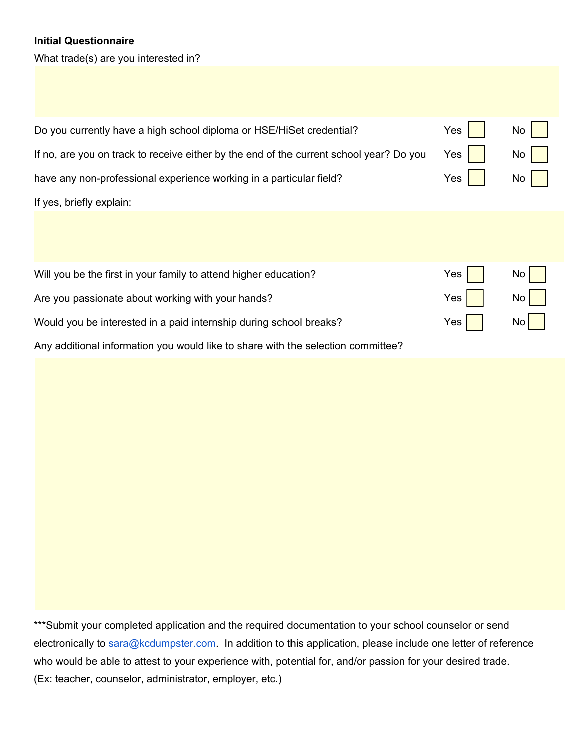**Initial Questionnaire**

What trade(s) are you interested in?

Do you currently have a high school diploma or HSE/HiSet credential? Yes ☐ No ☐

If no, are you on track to receive either by the end of the current school year? Yes ☐ No ☐

Do you have any non-professional experience working in a particular field? Yes ☐ No ☐

If yes, briefly explain:

Will you be the first in your family to attend higher education? Yes ☐ No ☐

Are you passionate about working with your hands? Yes ☐ No ☐

Would you be interested in a paid internship during school breaks? Yes ☐ No ☐

Any additional information you would like to share with the selection committee?

***Submit your completed application and the required documentation to your school counselor or send electronically to sara@kcdumpster.com. In addition to this application, please include one letter of reference who would be able to attest to your experience with, potential for, and/or passion for your desired trade. (Ex: teacher, counselor, administrator, employer, etc.)